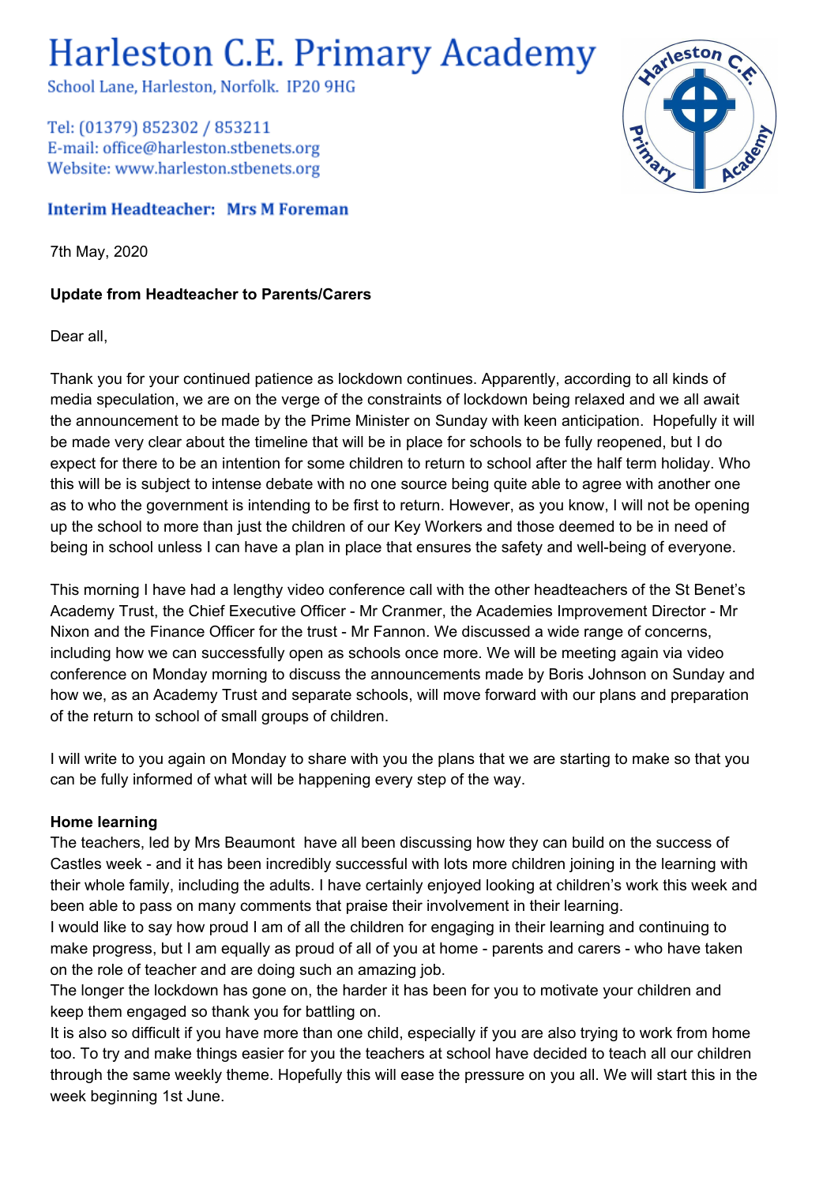# Harleston C.E. Primary Academy

School Lane, Harleston, Norfolk. IP20 9HG

Tel: (01379) 852302 / 853211
E-mail: office@harleston.stbenets.org
Website: www.harleston.stbenets.org

**Interim Headteacher: Mrs M Foreman**

7th May, 2020

**Update from Headteacher to Parents/Carers**

Dear all,

Thank you for your continued patience as lockdown continues. Apparently, according to all kinds of media speculation, we are on the verge of the constraints of lockdown being relaxed and we all await the announcement to be made by the Prime Minister on Sunday with keen anticipation. Hopefully it will be made very clear about the timeline that will be in place for schools to be fully reopened, but I do expect for there to be an intention for some children to return to school after the half term holiday. Who this will be is subject to intense debate with no one source being quite able to agree with another one as to who the government is intending to be first to return. However, as you know, I will not be opening up the school to more than just the children of our Key Workers and those deemed to be in need of being in school unless I can have a plan in place that ensures the safety and well-being of everyone.

This morning I have had a lengthy video conference call with the other headteachers of the St Benet's Academy Trust, the Chief Executive Officer - Mr Cranmer, the Academies Improvement Director - Mr Nixon and the Finance Officer for the trust - Mr Fannon. We discussed a wide range of concerns, including how we can successfully open as schools once more. We will be meeting again via video conference on Monday morning to discuss the announcements made by Boris Johnson on Sunday and how we, as an Academy Trust and separate schools, will move forward with our plans and preparation of the return to school of small groups of children.

I will write to you again on Monday to share with you the plans that we are starting to make so that you can be fully informed of what will be happening every step of the way.

**Home learning**

The teachers, led by Mrs Beaumont have all been discussing how they can build on the success of Castles week - and it has been incredibly successful with lots more children joining in the learning with their whole family, including the adults. I have certainly enjoyed looking at children's work this week and been able to pass on many comments that praise their involvement in their learning.

I would like to say how proud I am of all the children for engaging in their learning and continuing to make progress, but I am equally as proud of all of you at home - parents and carers - who have taken on the role of teacher and are doing such an amazing job.

The longer the lockdown has gone on, the harder it has been for you to motivate your children and keep them engaged so thank you for battling on.

It is also so difficult if you have more than one child, especially if you are also trying to work from home too. To try and make things easier for you the teachers at school have decided to teach all our children through the same weekly theme. Hopefully this will ease the pressure on you all. We will start this in the week beginning 1st June.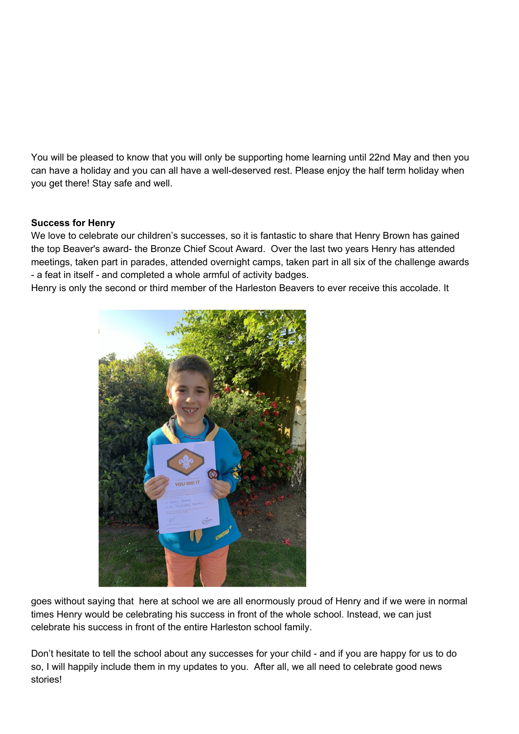You will be pleased to know that you will only be supporting home learning until 22nd May and then you can have a holiday and you can all have a well-deserved rest. Please enjoy the half term holiday when you get there! Stay safe and well.

**Success for Henry**

We love to celebrate our children's successes, so it is fantastic to share that Henry Brown has gained the top Beaver's award- the Bronze Chief Scout Award. Over the last two years Henry has attended meetings, taken part in parades, attended overnight camps, taken part in all six of the challenge awards - a feat in itself - and completed a whole armful of activity badges.

Henry is only the second or third member of the Harleston Beavers to ever receive this accolade. It goes without saying that here at school we are all enormously proud of Henry and if we were in normal times Henry would be celebrating his success in front of the whole school. Instead, we can just celebrate his success in front of the entire Harleston school family.

Don't hesitate to tell the school about any successes for your child - and if you are happy for us to do so, I will happily include them in my updates to you. After all, we all need to celebrate good news stories!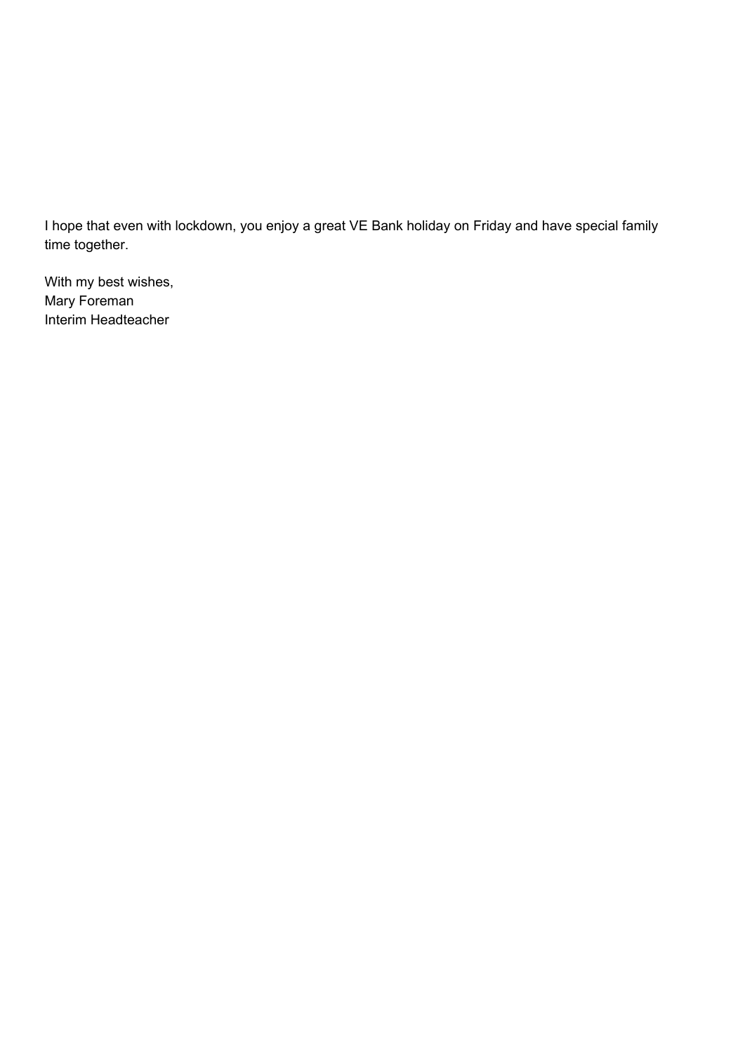I hope that even with lockdown, you enjoy a great VE Bank holiday on Friday and have special family time together.

With my best wishes,  
Mary Foreman  
Interim Headteacher